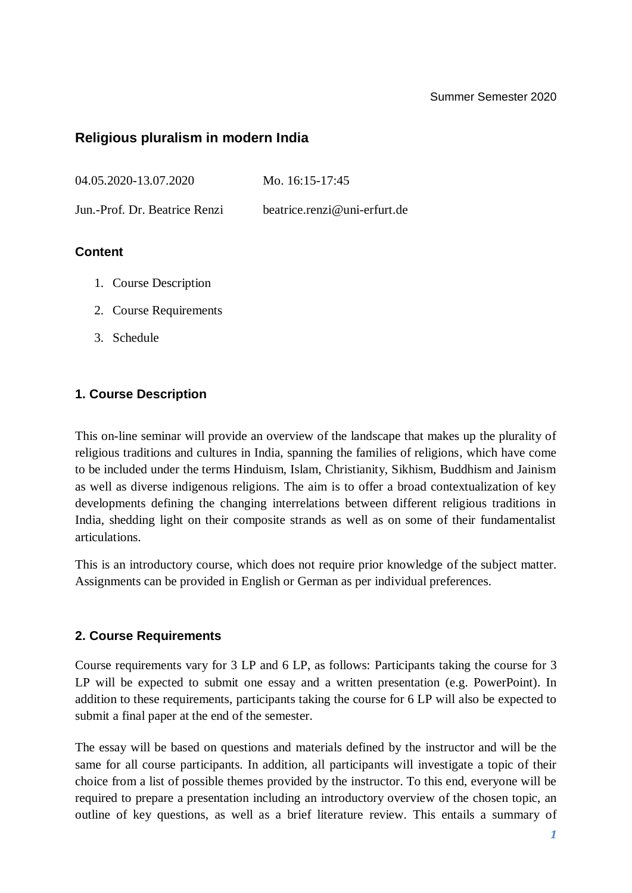Summer Semester 2020

## Religious pluralism in modern India

04.05.2020-13.07.2020 Mo. 16:15-17:45

Jun.-Prof. Dr. Beatrice Renzi beatrice.renzi@uni-erfurt.de

### Content

1. Course Description
2. Course Requirements
3. Schedule

### 1. Course Description

This on-line seminar will provide an overview of the landscape that makes up the plurality of religious traditions and cultures in India, spanning the families of religions, which have come to be included under the terms Hinduism, Islam, Christianity, Sikhism, Buddhism and Jainism as well as diverse indigenous religions. The aim is to offer a broad contextualization of key developments defining the changing interrelations between different religious traditions in India, shedding light on their composite strands as well as on some of their fundamentalist articulations.

This is an introductory course, which does not require prior knowledge of the subject matter. Assignments can be provided in English or German as per individual preferences.

### 2. Course Requirements

Course requirements vary for 3 LP and 6 LP, as follows: Participants taking the course for 3 LP will be expected to submit one essay and a written presentation (e.g. PowerPoint). In addition to these requirements, participants taking the course for 6 LP will also be expected to submit a final paper at the end of the semester.

The essay will be based on questions and materials defined by the instructor and will be the same for all course participants. In addition, all participants will investigate a topic of their choice from a list of possible themes provided by the instructor. To this end, everyone will be required to prepare a presentation including an introductory overview of the chosen topic, an outline of key questions, as well as a brief literature review. This entails a summary of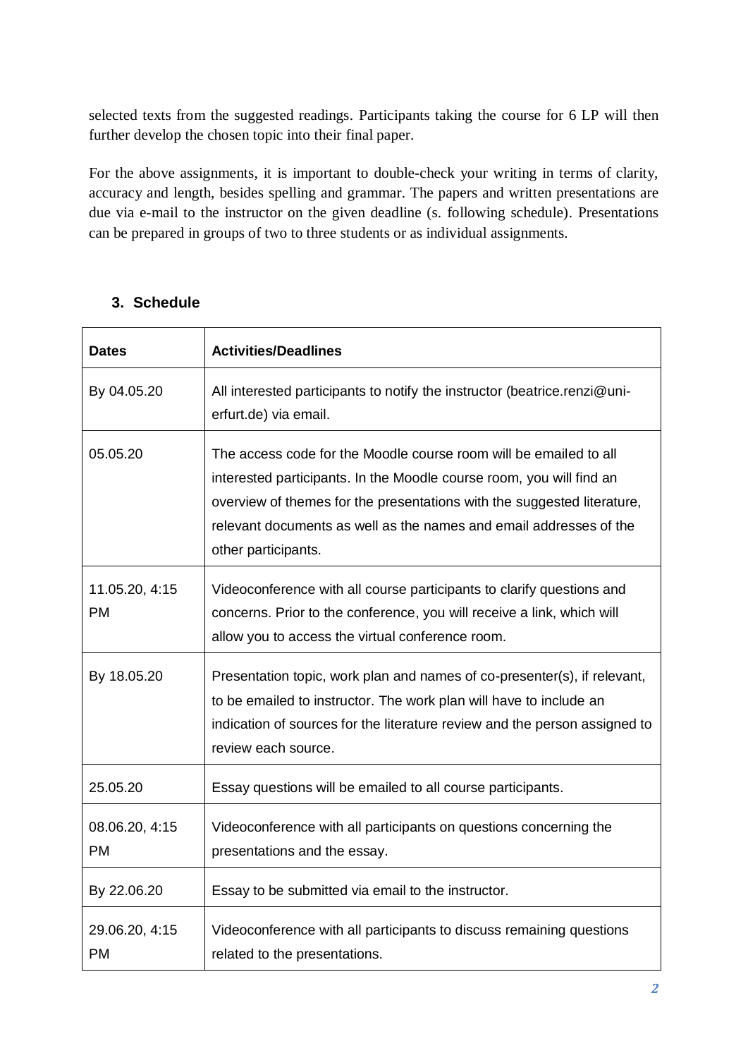selected texts from the suggested readings. Participants taking the course for 6 LP will then further develop the chosen topic into their final paper.

For the above assignments, it is important to double-check your writing in terms of clarity, accuracy and length, besides spelling and grammar. The papers and written presentations are due via e-mail to the instructor on the given deadline (s. following schedule). Presentations can be prepared in groups of two to three students or as individual assignments.

## 3. Schedule

| Dates | Activities/Deadlines |
|---|---|
| By 04.05.20 | All interested participants to notify the instructor (beatrice.renzi@uni-erfurt.de) via email. |
| 05.05.20 | The access code for the Moodle course room will be emailed to all interested participants. In the Moodle course room, you will find an overview of themes for the presentations with the suggested literature, relevant documents as well as the names and email addresses of the other participants. |
| 11.05.20, 4:15 PM | Videoconference with all course participants to clarify questions and concerns. Prior to the conference, you will receive a link, which will allow you to access the virtual conference room. |
| By 18.05.20 | Presentation topic, work plan and names of co-presenter(s), if relevant, to be emailed to instructor. The work plan will have to include an indication of sources for the literature review and the person assigned to review each source. |
| 25.05.20 | Essay questions will be emailed to all course participants. |
| 08.06.20, 4:15 PM | Videoconference with all participants on questions concerning the presentations and the essay. |
| By 22.06.20 | Essay to be submitted via email to the instructor. |
| 29.06.20, 4:15 PM | Videoconference with all participants to discuss remaining questions related to the presentations. |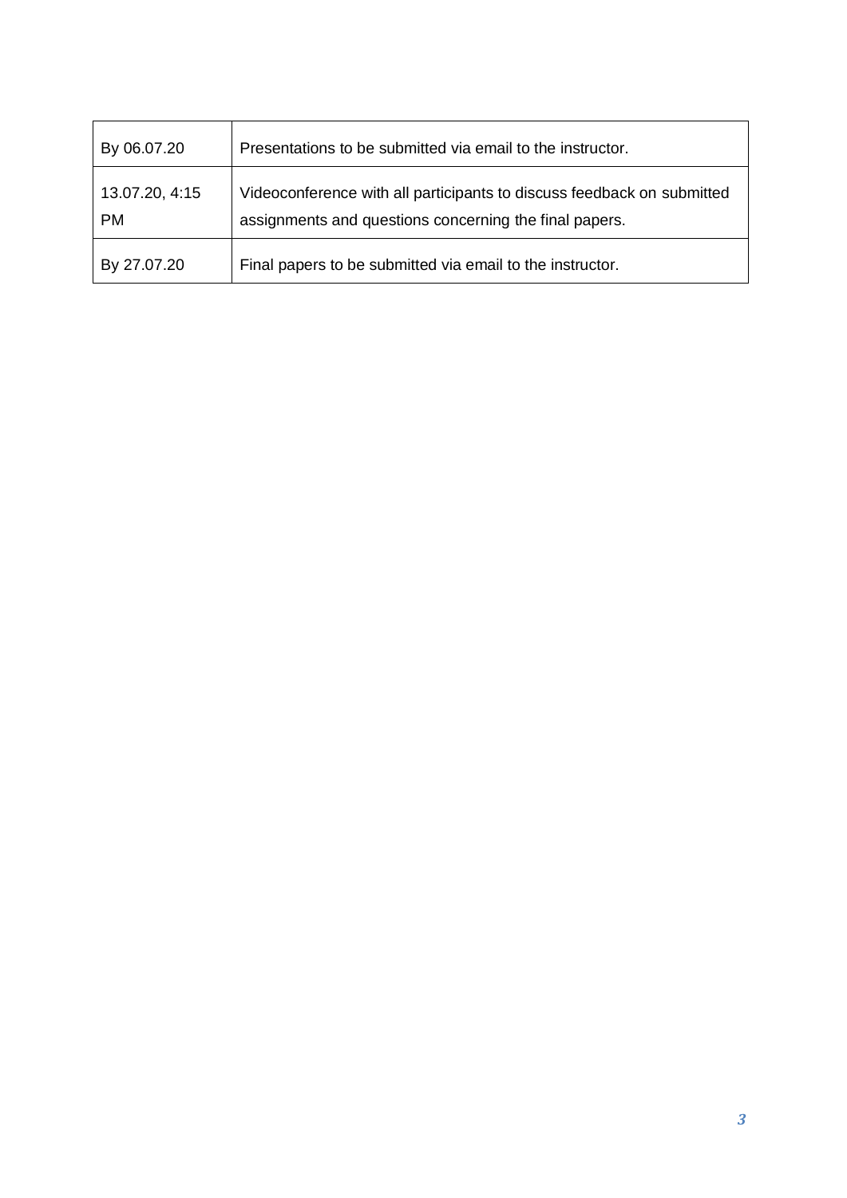| | |
|---|---|
| By 06.07.20 | Presentations to be submitted via email to the instructor. |
| 13.07.20, 4:15 PM | Videoconference with all participants to discuss feedback on submitted assignments and questions concerning the final papers. |
| By 27.07.20 | Final papers to be submitted via email to the instructor. |